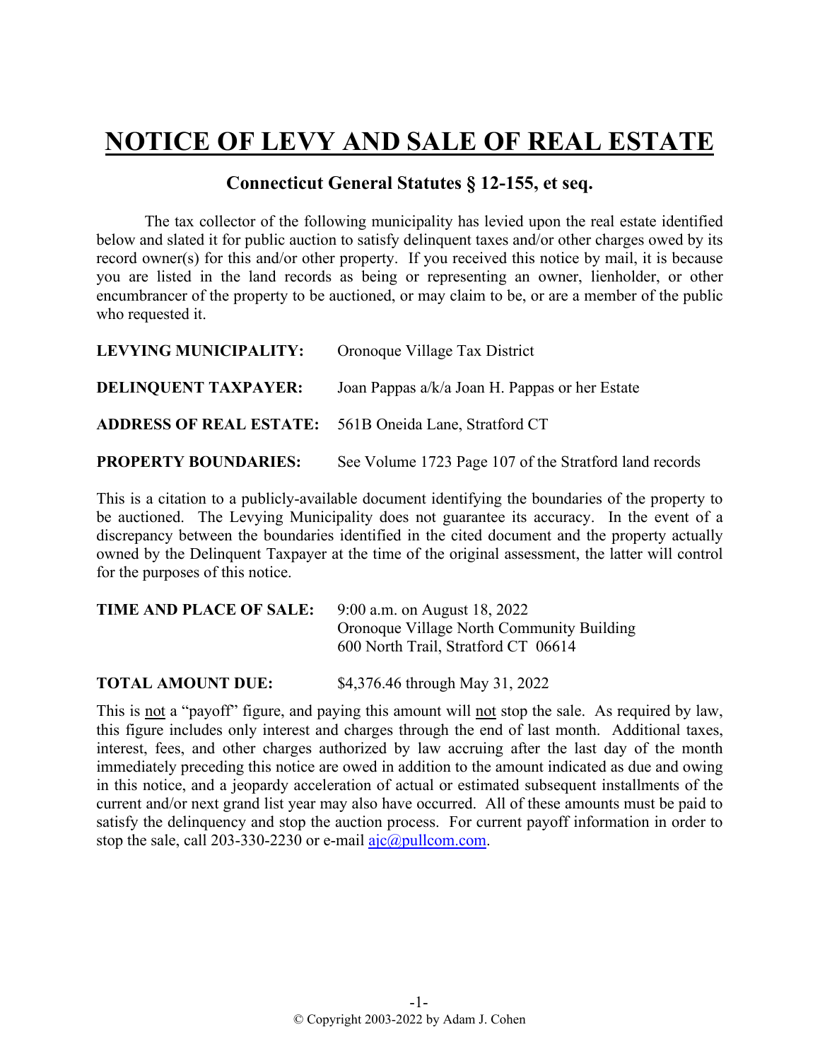# NOTICE OF LEVY AND SALE OF REAL ESTATE

## Connecticut General Statutes § 12-155, et seq.

The tax collector of the following municipality has levied upon the real estate identified below and slated it for public auction to satisfy delinquent taxes and/or other charges owed by its record owner(s) for this and/or other property. If you received this notice by mail, it is because you are listed in the land records as being or representing an owner, lienholder, or other encumbrancer of the property to be auctioned, or may claim to be, or are a member of the public who requested it.

**LEVYING MUNICIPALITY:** Oronoque Village Tax District

**DELINQUENT TAXPAYER:** Joan Pappas a/k/a Joan H. Pappas or her Estate

**ADDRESS OF REAL ESTATE:** 561B Oneida Lane, Stratford CT

**PROPERTY BOUNDARIES:** See Volume 1723 Page 107 of the Stratford land records

This is a citation to a publicly-available document identifying the boundaries of the property to be auctioned. The Levying Municipality does not guarantee its accuracy. In the event of a discrepancy between the boundaries identified in the cited document and the property actually owned by the Delinquent Taxpayer at the time of the original assessment, the latter will control for the purposes of this notice.

**TIME AND PLACE OF SALE:** 9:00 a.m. on August 18, 2022
Oronoque Village North Community Building
600 North Trail, Stratford CT 06614

**TOTAL AMOUNT DUE:** $4,376.46 through May 31, 2022

This is not a "payoff" figure, and paying this amount will not stop the sale. As required by law, this figure includes only interest and charges through the end of last month. Additional taxes, interest, fees, and other charges authorized by law accruing after the last day of the month immediately preceding this notice are owed in addition to the amount indicated as due and owing in this notice, and a jeopardy acceleration of actual or estimated subsequent installments of the current and/or next grand list year may also have occurred. All of these amounts must be paid to satisfy the delinquency and stop the auction process. For current payoff information in order to stop the sale, call 203-330-2230 or e-mail ajc@pullcom.com.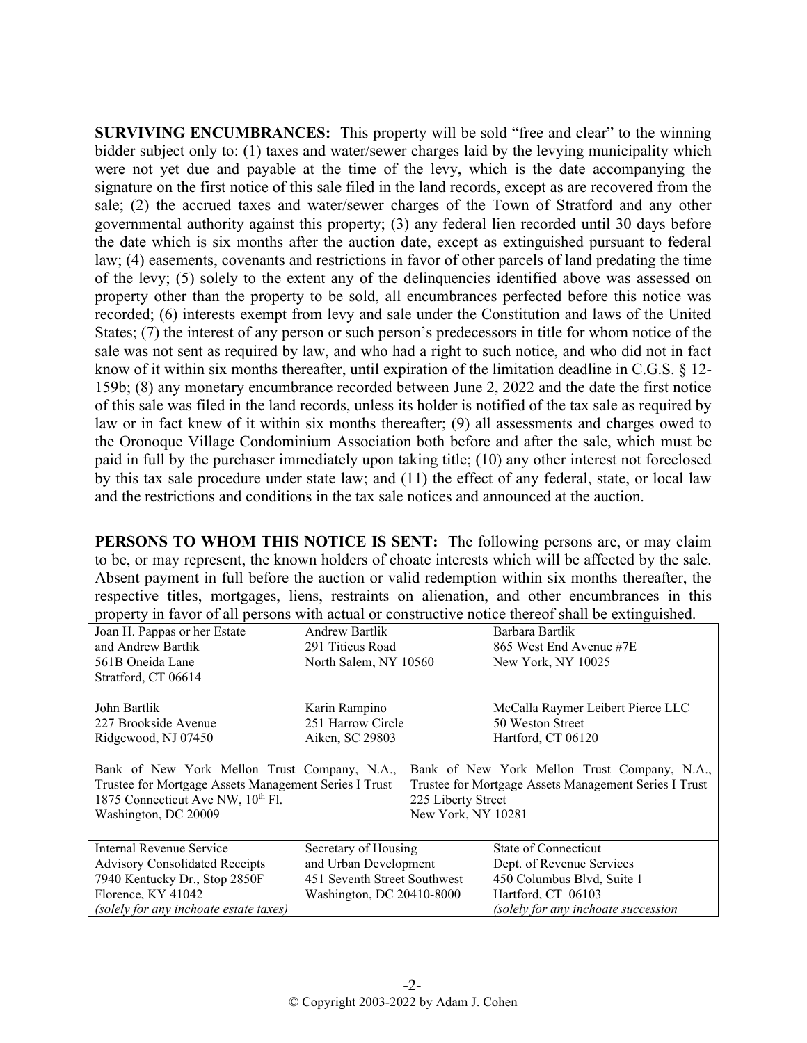**SURVIVING ENCUMBRANCES:** This property will be sold "free and clear" to the winning bidder subject only to: (1) taxes and water/sewer charges laid by the levying municipality which were not yet due and payable at the time of the levy, which is the date accompanying the signature on the first notice of this sale filed in the land records, except as are recovered from the sale; (2) the accrued taxes and water/sewer charges of the Town of Stratford and any other governmental authority against this property; (3) any federal lien recorded until 30 days before the date which is six months after the auction date, except as extinguished pursuant to federal law; (4) easements, covenants and restrictions in favor of other parcels of land predating the time of the levy; (5) solely to the extent any of the delinquencies identified above was assessed on property other than the property to be sold, all encumbrances perfected before this notice was recorded; (6) interests exempt from levy and sale under the Constitution and laws of the United States; (7) the interest of any person or such person's predecessors in title for whom notice of the sale was not sent as required by law, and who had a right to such notice, and who did not in fact know of it within six months thereafter, until expiration of the limitation deadline in C.G.S. § 12-159b; (8) any monetary encumbrance recorded between June 2, 2022 and the date the first notice of this sale was filed in the land records, unless its holder is notified of the tax sale as required by law or in fact knew of it within six months thereafter; (9) all assessments and charges owed to the Oronoque Village Condominium Association both before and after the sale, which must be paid in full by the purchaser immediately upon taking title; (10) any other interest not foreclosed by this tax sale procedure under state law; and (11) the effect of any federal, state, or local law and the restrictions and conditions in the tax sale notices and announced at the auction.

**PERSONS TO WHOM THIS NOTICE IS SENT:** The following persons are, or may claim to be, or may represent, the known holders of choate interests which will be affected by the sale. Absent payment in full before the auction or valid redemption within six months thereafter, the respective titles, mortgages, liens, restraints on alienation, and other encumbrances in this property in favor of all persons with actual or constructive notice thereof shall be extinguished.

| | | |
|---|---|---|
| Joan H. Pappas or her Estate<br>and Andrew Bartlik<br>561B Oneida Lane<br>Stratford, CT 06614 | Andrew Bartlik<br>291 Titicus Road<br>North Salem, NY 10560 | Barbara Bartlik<br>865 West End Avenue #7E<br>New York, NY 10025 |
| John Bartlik<br>227 Brookside Avenue<br>Ridgewood, NJ 07450 | Karin Rampino<br>251 Harrow Circle<br>Aiken, SC 29803 | McCalla Raymer Leibert Pierce LLC<br>50 Weston Street<br>Hartford, CT 06120 |
| Bank of New York Mellon Trust Company, N.A., Trustee for Mortgage Assets Management Series I Trust<br>1875 Connecticut Ave NW, 10th Fl.<br>Washington, DC 20009 | Bank of New York Mellon Trust Company, N.A., Trustee for Mortgage Assets Management Series I Trust<br>225 Liberty Street<br>New York, NY 10281 | |
| Internal Revenue Service<br>Advisory Consolidated Receipts<br>7940 Kentucky Dr., Stop 2850F<br>Florence, KY 41042<br>*(solely for any inchoate estate taxes)* | Secretary of Housing<br>and Urban Development<br>451 Seventh Street Southwest<br>Washington, DC 20410-8000 | State of Connecticut<br>Dept. of Revenue Services<br>450 Columbus Blvd, Suite 1<br>Hartford, CT 06103<br>*(solely for any inchoate succession* |

© Copyright 2003-2022 by Adam J. Cohen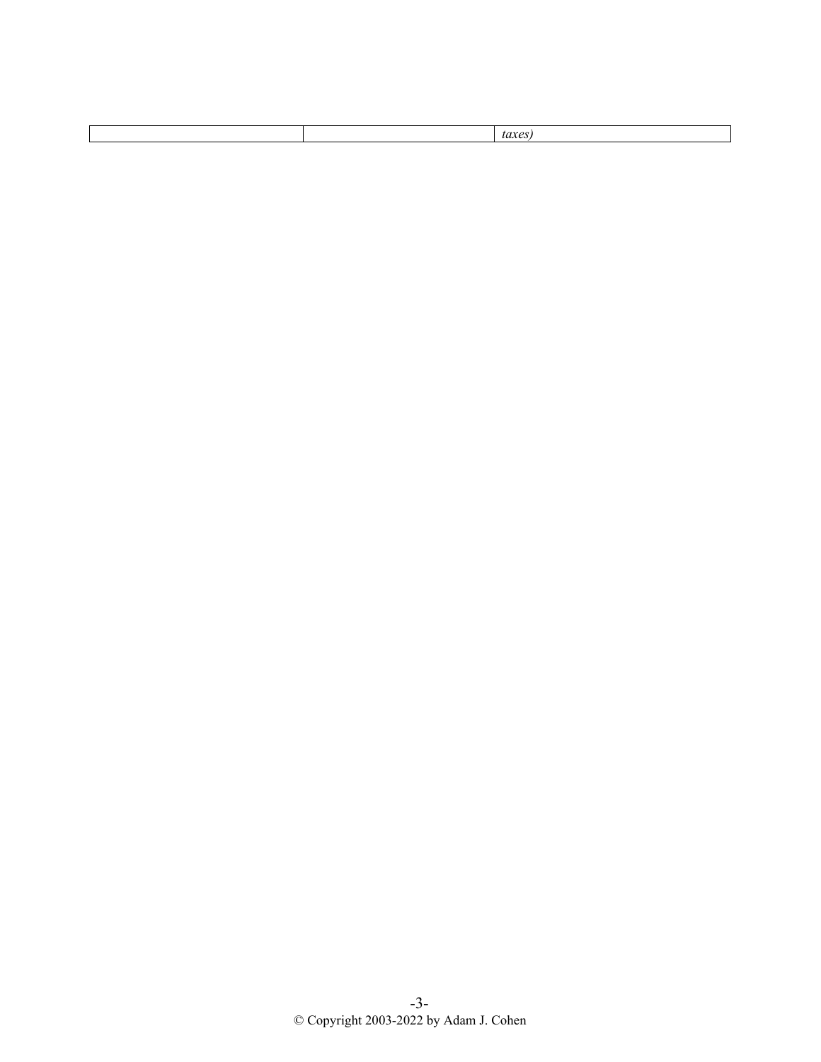| | | *taxes)* |
|---|---|---|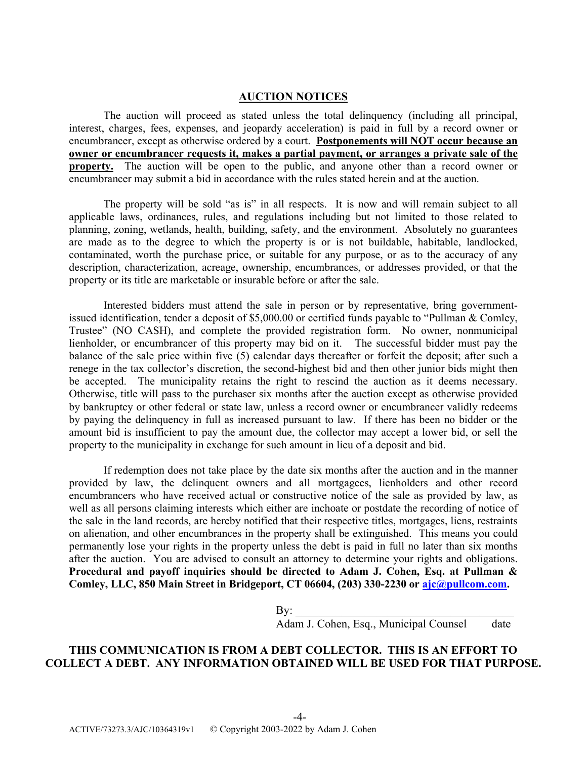## AUCTION NOTICES

The auction will proceed as stated unless the total delinquency (including all principal, interest, charges, fees, expenses, and jeopardy acceleration) is paid in full by a record owner or encumbrancer, except as otherwise ordered by a court. **Postponements will NOT occur because an owner or encumbrancer requests it, makes a partial payment, or arranges a private sale of the property.** The auction will be open to the public, and anyone other than a record owner or encumbrancer may submit a bid in accordance with the rules stated herein and at the auction.

The property will be sold "as is" in all respects. It is now and will remain subject to all applicable laws, ordinances, rules, and regulations including but not limited to those related to planning, zoning, wetlands, health, building, safety, and the environment. Absolutely no guarantees are made as to the degree to which the property is or is not buildable, habitable, landlocked, contaminated, worth the purchase price, or suitable for any purpose, or as to the accuracy of any description, characterization, acreage, ownership, encumbrances, or addresses provided, or that the property or its title are marketable or insurable before or after the sale.

Interested bidders must attend the sale in person or by representative, bring government-issued identification, tender a deposit of $5,000.00 or certified funds payable to "Pullman & Comley, Trustee" (NO CASH), and complete the provided registration form. No owner, nonmunicipal lienholder, or encumbrancer of this property may bid on it. The successful bidder must pay the balance of the sale price within five (5) calendar days thereafter or forfeit the deposit; after such a renege in the tax collector's discretion, the second-highest bid and then other junior bids might then be accepted. The municipality retains the right to rescind the auction as it deems necessary. Otherwise, title will pass to the purchaser six months after the auction except as otherwise provided by bankruptcy or other federal or state law, unless a record owner or encumbrancer validly redeems by paying the delinquency in full as increased pursuant to law. If there has been no bidder or the amount bid is insufficient to pay the amount due, the collector may accept a lower bid, or sell the property to the municipality in exchange for such amount in lieu of a deposit and bid.

If redemption does not take place by the date six months after the auction and in the manner provided by law, the delinquent owners and all mortgagees, lienholders and other record encumbrancers who have received actual or constructive notice of the sale as provided by law, as well as all persons claiming interests which either are inchoate or postdate the recording of notice of the sale in the land records, are hereby notified that their respective titles, mortgages, liens, restraints on alienation, and other encumbrances in the property shall be extinguished. This means you could permanently lose your rights in the property unless the debt is paid in full no later than six months after the auction. You are advised to consult an attorney to determine your rights and obligations. **Procedural and payoff inquiries should be directed to Adam J. Cohen, Esq. at Pullman & Comley, LLC, 850 Main Street in Bridgeport, CT 06604, (203) 330-2230 or ajc@pullcom.com.**

By: ______________________________

Adam J. Cohen, Esq., Municipal Counsel date

**THIS COMMUNICATION IS FROM A DEBT COLLECTOR. THIS IS AN EFFORT TO COLLECT A DEBT. ANY INFORMATION OBTAINED WILL BE USED FOR THAT PURPOSE.**

ACTIVE/73273.3/AJC/10364319v1 © Copyright 2003-2022 by Adam J. Cohen